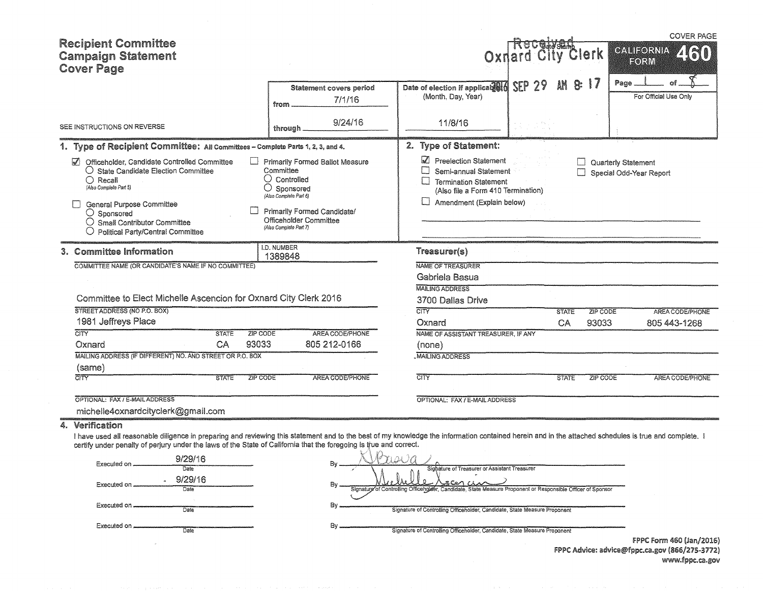# Recipient Committee Campaign Statement Cover Page

COVER PAGE

**CALIFORNIA FORM 460**

Received
Oxnard City Clerk
2016 SEP 29 AM 8:17

Date Stamp

Page 1 of 8

For Official Use Only

SEE INSTRUCTIONS ON REVERSE

| Statement covers period | Date of election if applicable (Month, Day, Year) |
|---|---|
| from 7/1/16 | |
| through 9/24/16 | 11/8/16 |

## 1. Type of Recipient Committee: All Committees – Complete Parts 1, 2, 3, and 4.

- ☑ Officeholder, Candidate Controlled Committee
  - ○ State Candidate Election Committee
  - ○ Recall *(Also Complete Part 5)*
- ☐ General Purpose Committee
  - ○ Sponsored
  - ○ Small Contributor Committee
  - ○ Political Party/Central Committee
- ☐ Primarily Formed Ballot Measure Committee
  - ○ Controlled
  - ○ Sponsored *(Also Complete Part 6)*
- ☐ Primarily Formed Candidate/Officeholder Committee *(Also Complete Part 7)*

## 2. Type of Statement:

- ☑ Preelection Statement
- ☐ Semi-annual Statement
- ☐ Termination Statement (Also file a Form 410 Termination)
- ☐ Amendment (Explain below)
- ☐ Quarterly Statement
- ☐ Special Odd-Year Report

## 3. Committee Information

I.D. NUMBER: 1389848

COMMITTEE NAME (OR CANDIDATE'S NAME IF NO COMMITTEE): Committee to Elect Michelle Ascencion for Oxnard City Clerk 2016

STREET ADDRESS (NO P.O. BOX): 1981 Jeffreys Place

| CITY | STATE | ZIP CODE | AREA CODE/PHONE |
|---|---|---|---|
| Oxnard | CA | 93033 | 805 212-0166 |

MAILING ADDRESS (IF DIFFERENT) NO. AND STREET OR P.O. BOX: (same)

| CITY | STATE | ZIP CODE | AREA CODE/PHONE |
|---|---|---|---|
| | | | |

OPTIONAL: FAX / E-MAIL ADDRESS: michelle4oxnardcityclerk@gmail.com

### Treasurer(s)

NAME OF TREASURER: Gabriela Basua

MAILING ADDRESS: 3700 Dallas Drive

| CITY | STATE | ZIP CODE | AREA CODE/PHONE |
|---|---|---|---|
| Oxnard | CA | 93033 | 805 443-1268 |

NAME OF ASSISTANT TREASURER, IF ANY: (none)

MAILING ADDRESS:

| CITY | STATE | ZIP CODE | AREA CODE/PHONE |
|---|---|---|---|
| | | | |

OPTIONAL: FAX / E-MAIL ADDRESS:

## 4. Verification

I have used all reasonable diligence in preparing and reviewing this statement and to the best of my knowledge the information contained herein and in the attached schedules is true and complete. I certify under penalty of perjury under the laws of the State of California that the foregoing is true and correct.

Executed on 9/29/16 (Date) By [signature] (Signature of Treasurer or Assistant Treasurer)

Executed on 9/29/16 (Date) By [signature] (Signature of Controlling Officeholder, Candidate, State Measure Proponent or Responsible Officer of Sponsor)

Executed on ______ (Date) By ______ (Signature of Controlling Officeholder, Candidate, State Measure Proponent)

Executed on ______ (Date) By ______ (Signature of Controlling Officeholder, Candidate, State Measure Proponent)

FPPC Form 460 (Jan/2016)
FPPC Advice: advice@fppc.ca.gov (866/275-3772)
www.fppc.ca.gov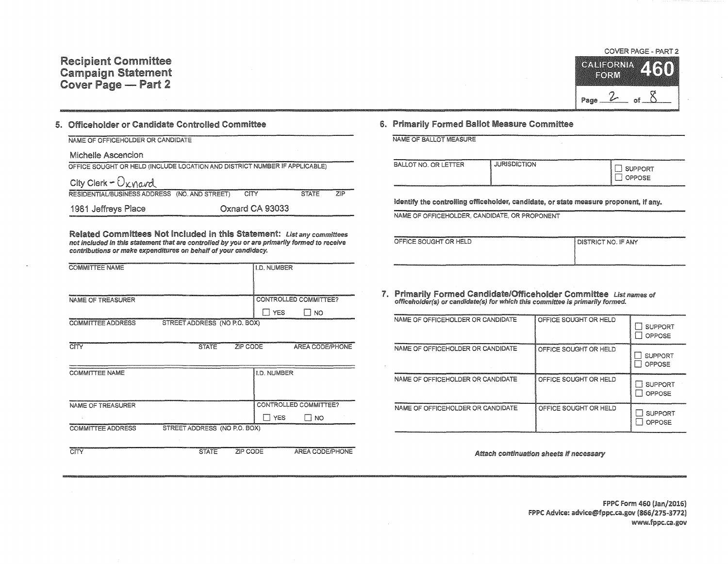# Recipient Committee Campaign Statement Cover Page — Part 2

COVER PAGE - PART 2

CALIFORNIA FORM 460

## 5. Officeholder or Candidate Controlled Committee

NAME OF OFFICEHOLDER OR CANDIDATE

Michelle Ascencion

OFFICE SOUGHT OR HELD (INCLUDE LOCATION AND DISTRICT NUMBER IF APPLICABLE)

City Clerk - Oxnard

| RESIDENTIAL/BUSINESS ADDRESS (NO. AND STREET) | CITY | STATE | ZIP |
|---|---|---|---|
| 1981 Jeffreys Place | Oxnard | CA | 93033 |

**Related Committees Not Included in this Statement:** *List any committees not included in this statement that are controlled by you or are primarily formed to receive contributions or make expenditures on behalf of your candidacy.*

| COMMITTEE NAME | | | I.D. NUMBER |
|---|---|---|---|
| | | | |
| NAME OF TREASURER | | | CONTROLLED COMMITTEE? ☐ YES ☐ NO |
| COMMITTEE ADDRESS | STREET ADDRESS (NO P.O. BOX) | | |
| CITY | STATE | ZIP CODE | AREA CODE/PHONE |

| COMMITTEE NAME | | | I.D. NUMBER |
|---|---|---|---|
| | | | |
| NAME OF TREASURER | | | CONTROLLED COMMITTEE? ☐ YES ☐ NO |
| COMMITTEE ADDRESS | STREET ADDRESS (NO P.O. BOX) | | |
| CITY | STATE | ZIP CODE | AREA CODE/PHONE |

## 6. Primarily Formed Ballot Measure Committee

NAME OF BALLOT MEASURE

| BALLOT NO. OR LETTER | JURISDICTION | ☐ SUPPORT ☐ OPPOSE |
|---|---|---|
| | | |

**Identify the controlling officeholder, candidate, or state measure proponent, if any.**

NAME OF OFFICEHOLDER, CANDIDATE, OR PROPONENT

| OFFICE SOUGHT OR HELD | DISTRICT NO. IF ANY |
|---|---|
| | |

## 7. Primarily Formed Candidate/Officeholder Committee

*List names of officeholder(s) or candidate(s) for which this committee is primarily formed.*

| NAME OF OFFICEHOLDER OR CANDIDATE | OFFICE SOUGHT OR HELD | |
|---|---|---|
| | | ☐ SUPPORT ☐ OPPOSE |
| | | ☐ SUPPORT ☐ OPPOSE |
| | | ☐ SUPPORT ☐ OPPOSE |
| | | ☐ SUPPORT ☐ OPPOSE |

*Attach continuation sheets if necessary*

FPPC Form 460 (Jan/2016)
FPPC Advice: advice@fppc.ca.gov (866/275-3772)
www.fppc.ca.gov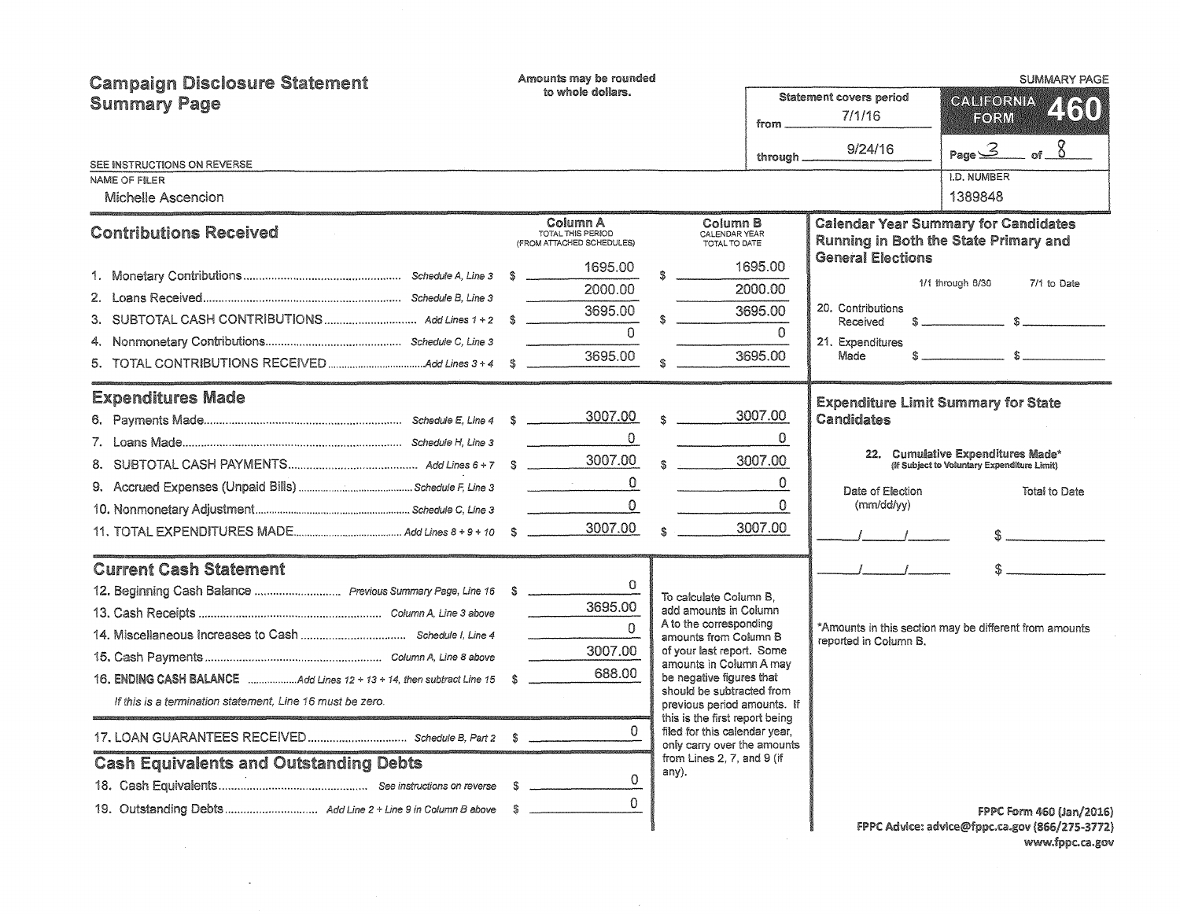# Campaign Disclosure Statement Summary Page

Amounts may be rounded to whole dollars.

SUMMARY PAGE

**CALIFORNIA FORM 460**

Statement covers period from 7/1/16 through 9/24/16

Page 3 of 8

SEE INSTRUCTIONS ON REVERSE

NAME OF FILER: Michelle Ascencion

I.D. NUMBER: 1389848

## Contributions Received

| | | Column A TOTAL THIS PERIOD (FROM ATTACHED SCHEDULES) | Column B CALENDAR YEAR TOTAL TO DATE |
|---|---|---|---|
| 1. Monetary Contributions | Schedule A, Line 3 | $ 1695.00 | $ 1695.00 |
| 2. Loans Received | Schedule B, Line 3 | 2000.00 | 2000.00 |
| 3. SUBTOTAL CASH CONTRIBUTIONS | Add Lines 1 + 2 | $ 3695.00 | $ 3695.00 |
| 4. Nonmonetary Contributions | Schedule C, Line 3 | 0 | 0 |
| 5. TOTAL CONTRIBUTIONS RECEIVED | Add Lines 3 + 4 | $ 3695.00 | $ 3695.00 |

## Expenditures Made

| | | Column A | Column B |
|---|---|---|---|
| 6. Payments Made | Schedule E, Line 4 | $ 3007.00 | $ 3007.00 |
| 7. Loans Made | Schedule H, Line 3 | 0 | 0 |
| 8. SUBTOTAL CASH PAYMENTS | Add Lines 6 + 7 | $ 3007.00 | $ 3007.00 |
| 9. Accrued Expenses (Unpaid Bills) | Schedule F, Line 3 | 0 | 0 |
| 10. Nonmonetary Adjustment | Schedule C, Line 3 | 0 | 0 |
| 11. TOTAL EXPENDITURES MADE | Add Lines 8 + 9 + 10 | $ 3007.00 | $ 3007.00 |

## Current Cash Statement

| | | |
|---|---|---|
| 12. Beginning Cash Balance | Previous Summary Page, Line 16 | $ 0 |
| 13. Cash Receipts | Column A, Line 3 above | 3695.00 |
| 14. Miscellaneous Increases to Cash | Schedule I, Line 4 | 0 |
| 15. Cash Payments | Column A, Line 8 above | 3007.00 |
| 16. **ENDING CASH BALANCE** | Add Lines 12 + 13 + 14, then subtract Line 15 | $ 688.00 |

*If this is a termination statement, Line 16 must be zero.*

| | | |
|---|---|---|
| 17. LOAN GUARANTEES RECEIVED | Schedule B, Part 2 | $ 0 |

## Cash Equivalents and Outstanding Debts

| | | |
|---|---|---|
| 18. Cash Equivalents | See instructions on reverse | $ 0 |
| 19. Outstanding Debts | Add Line 2 + Line 9 in Column B above | $ 0 |

To calculate Column B, add amounts in Column A to the corresponding amounts from Column B of your last report. Some amounts in Column A may be negative figures that should be subtracted from previous period amounts. If this is the first report being filed for this calendar year, only carry over the amounts from Lines 2, 7, and 9 (if any).

## Calendar Year Summary for Candidates Running in Both the State Primary and General Elections

| | 1/1 through 6/30 | 7/1 to Date |
|---|---|---|
| 20. Contributions Received | $ | $ |
| 21. Expenditures Made | $ | $ |

## Expenditure Limit Summary for State Candidates

22. **Cumulative Expenditures Made*** (If Subject to Voluntary Expenditure Limit)

| Date of Election (mm/dd/yy) | Total to Date |
|---|---|
| / / | $ |
| / / | $ |

*Amounts in this section may be different from amounts reported in Column B.

FPPC Form 460 (Jan/2016)
FPPC Advice: advice@fppc.ca.gov (866/275-3772)
www.fppc.ca.gov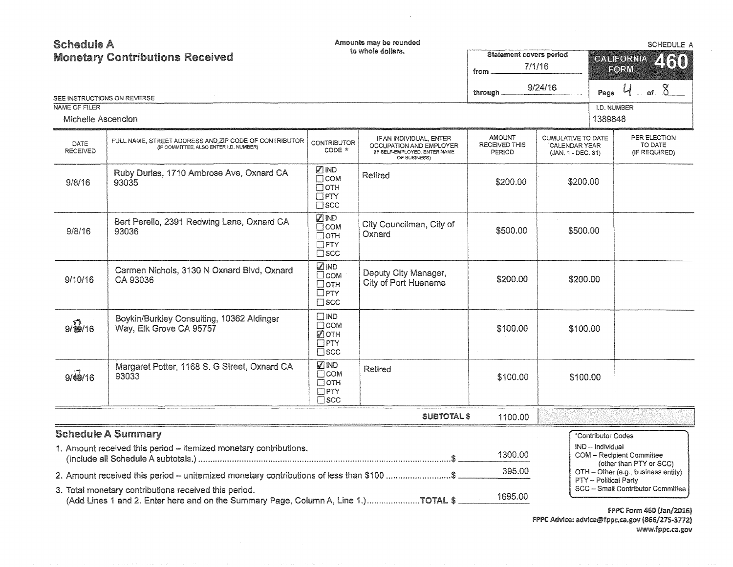# Schedule A
## Monetary Contributions Received

Amounts may be rounded to whole dollars.

SEE INSTRUCTIONS ON REVERSE

SCHEDULE A

CALIFORNIA FORM 460

Statement covers period from 7/1/16 through 9/24/16

Page 4 of 8

NAME OF FILER: Michelle Ascencion

I.D. NUMBER: 1389848

| DATE RECEIVED | FULL NAME, STREET ADDRESS AND ZIP CODE OF CONTRIBUTOR (IF COMMITTEE, ALSO ENTER I.D. NUMBER) | CONTRIBUTOR CODE * | IF AN INDIVIDUAL, ENTER OCCUPATION AND EMPLOYER (IF SELF-EMPLOYED, ENTER NAME OF BUSINESS) | AMOUNT RECEIVED THIS PERIOD | CUMULATIVE TO DATE CALENDAR YEAR (JAN. 1 - DEC. 31) | PER ELECTION TO DATE (IF REQUIRED) |
|---|---|---|---|---|---|---|
| 9/8/16 | Ruby Durias, 1710 Ambrose Ave, Oxnard CA 93035 | ☑ IND ☐ COM ☐ OTH ☐ PTY ☐ SCC | Retired | $200.00 | $200.00 | |
| 9/8/16 | Bert Perello, 2391 Redwing Lane, Oxnard CA 93036 | ☑ IND ☐ COM ☐ OTH ☐ PTY ☐ SCC | City Councilman, City of Oxnard | $500.00 | $500.00 | |
| 9/10/16 | Carmen Nichols, 3130 N Oxnard Blvd, Oxnard CA 93036 | ☑ IND ☐ COM ☐ OTH ☐ PTY ☐ SCC | Deputy City Manager, City of Port Hueneme | $200.00 | $200.00 | |
| 9/13/16 | Boykin/Burkley Consulting, 10362 Aldinger Way, Elk Grove CA 95757 | ☐ IND ☐ COM ☑ OTH ☐ PTY ☐ SCC | | $100.00 | $100.00 | |
| 9/13/16 | Margaret Potter, 1168 S. G Street, Oxnard CA 93033 | ☑ IND ☐ COM ☐ OTH ☐ PTY ☐ SCC | Retired | $100.00 | $100.00 | |
| | | | SUBTOTAL $ | 1100.00 | | |

## Schedule A Summary

1. Amount received this period – itemized monetary contributions. (Include all Schedule A subtotals.) ........ $ 1300.00
2. Amount received this period – unitemized monetary contributions of less than $100 ........ $ 395.00
3. Total monetary contributions received this period. (Add Lines 1 and 2. Enter here and on the Summary Page, Column A, Line 1.) ........ TOTAL $ 1695.00

*Contributor Codes
- IND – Individual
- COM – Recipient Committee (other than PTY or SCC)
- OTH – Other (e.g., business entity)
- PTY – Political Party
- SCC – Small Contributor Committee

FPPC Form 460 (Jan/2016)
FPPC Advice: advice@fppc.ca.gov (866/275-3772)
www.fppc.ca.gov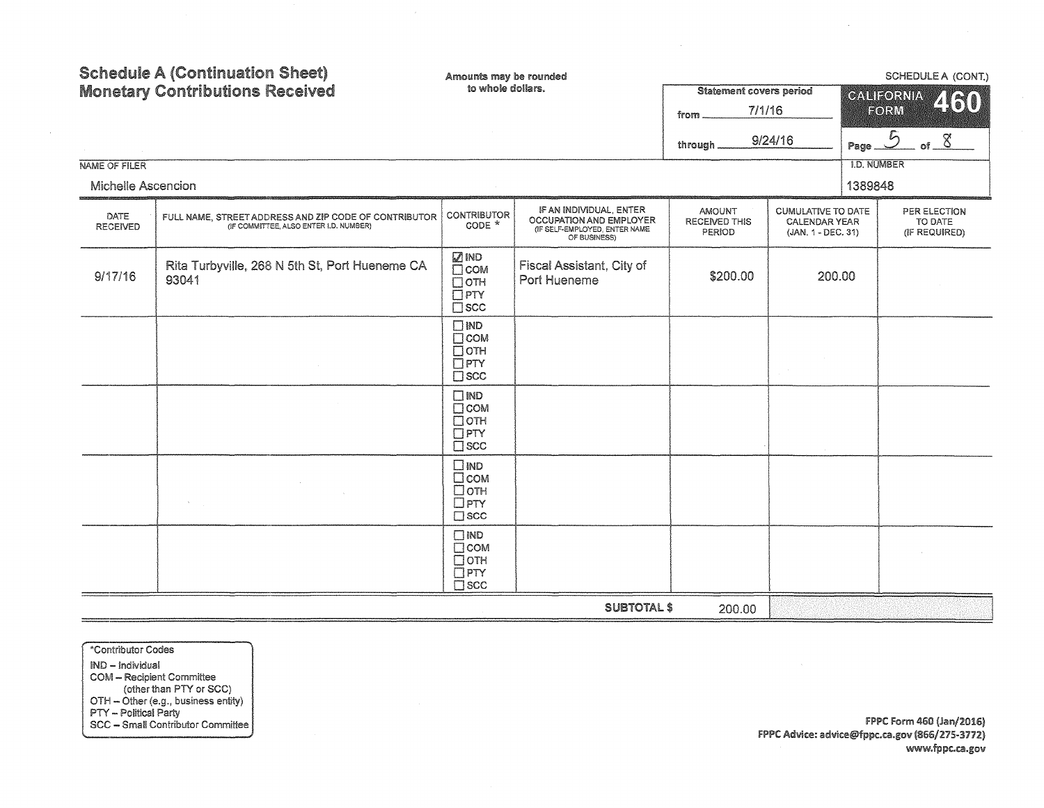# Schedule A (Continuation Sheet) Monetary Contributions Received

Amounts may be rounded to whole dollars.

SCHEDULE A (CONT.)

CALIFORNIA FORM 460

Statement covers period from 7/1/16 through 9/24/16

Page 5 of 8

NAME OF FILER: Michelle Ascencion

I.D. NUMBER: 1389848

| DATE RECEIVED | FULL NAME, STREET ADDRESS AND ZIP CODE OF CONTRIBUTOR (IF COMMITTEE, ALSO ENTER I.D. NUMBER) | CONTRIBUTOR CODE * | IF AN INDIVIDUAL, ENTER OCCUPATION AND EMPLOYER (IF SELF-EMPLOYED, ENTER NAME OF BUSINESS) | AMOUNT RECEIVED THIS PERIOD | CUMULATIVE TO DATE CALENDAR YEAR (JAN. 1 - DEC. 31) | PER ELECTION TO DATE (IF REQUIRED) |
|---|---|---|---|---|---|---|
| 9/17/16 | Rita Turbyville, 268 N 5th St, Port Hueneme CA 93041 | ☑ IND ☐ COM ☐ OTH ☐ PTY ☐ SCC | Fiscal Assistant, City of Port Hueneme | $200.00 | 200.00 | |
| | | ☐ IND ☐ COM ☐ OTH ☐ PTY ☐ SCC | | | | |
| | | ☐ IND ☐ COM ☐ OTH ☐ PTY ☐ SCC | | | | |
| | | ☐ IND ☐ COM ☐ OTH ☐ PTY ☐ SCC | | | | |
| | | ☐ IND ☐ COM ☐ OTH ☐ PTY ☐ SCC | | | | |
| | | | SUBTOTAL $ | 200.00 | | |

*Contributor Codes
- IND – Individual
- COM – Recipient Committee (other than PTY or SCC)
- OTH – Other (e.g., business entity)
- PTY – Political Party
- SCC – Small Contributor Committee

FPPC Form 460 (Jan/2016)
FPPC Advice: advice@fppc.ca.gov (866/275-3772)
www.fppc.ca.gov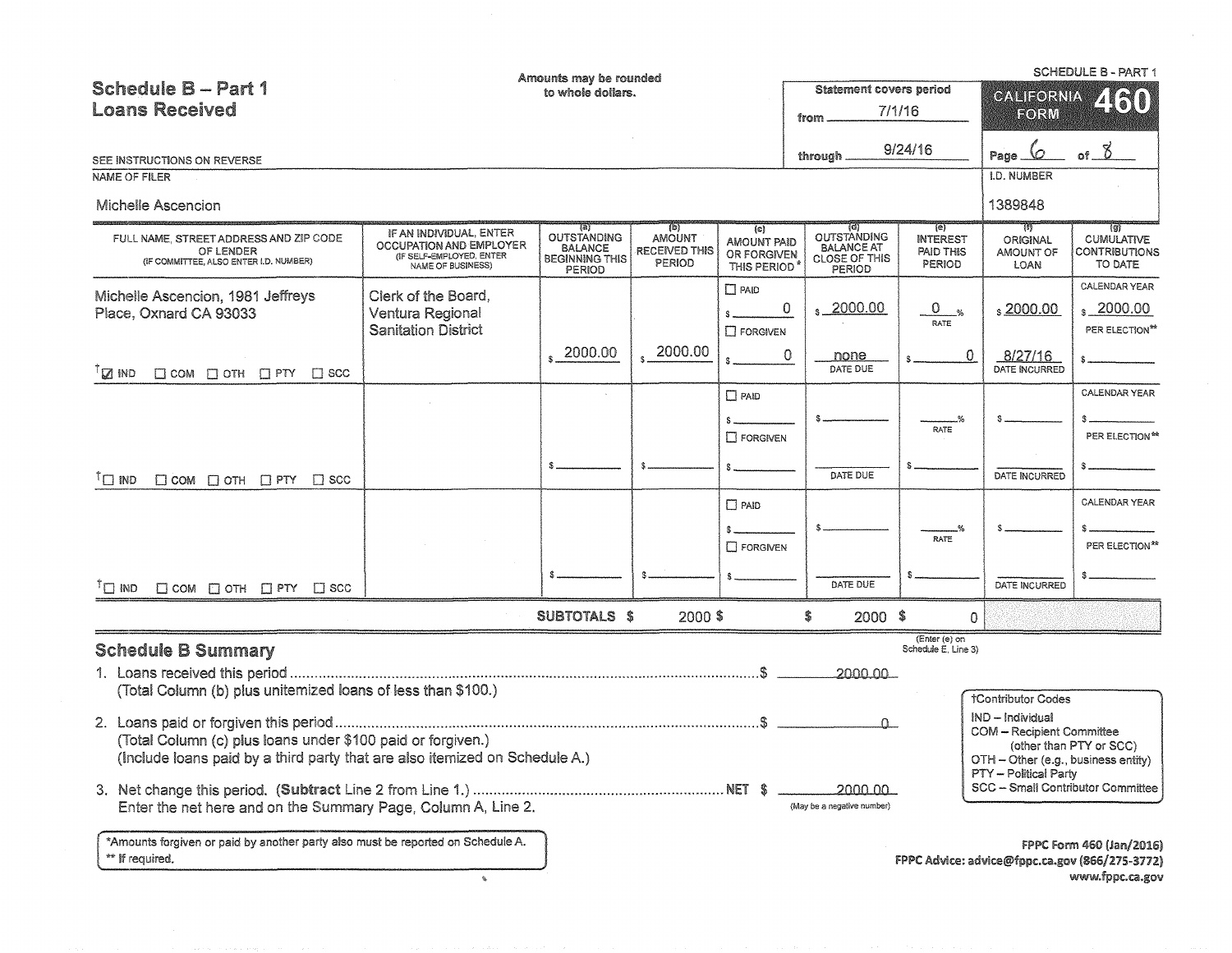# Schedule B – Part 1
## Loans Received

Amounts may be rounded to whole dollars.

SCHEDULE B - PART 1

**CALIFORNIA FORM 460**

Statement covers period
from 7/1/16
through 9/24/16

SEE INSTRUCTIONS ON REVERSE

NAME OF FILER: Michelle Ascencion

I.D. NUMBER: 1389848

| FULL NAME, STREET ADDRESS AND ZIP CODE OF LENDER (IF COMMITTEE, ALSO ENTER I.D. NUMBER) | IF AN INDIVIDUAL, ENTER OCCUPATION AND EMPLOYER (IF SELF-EMPLOYED, ENTER NAME OF BUSINESS) | (a) OUTSTANDING BALANCE BEGINNING THIS PERIOD | (b) AMOUNT RECEIVED THIS PERIOD | (c) AMOUNT PAID OR FORGIVEN THIS PERIOD* | (d) OUTSTANDING BALANCE AT CLOSE OF THIS PERIOD | (e) INTEREST PAID THIS PERIOD | (f) ORIGINAL AMOUNT OF LOAN | (g) CUMULATIVE CONTRIBUTIONS TO DATE |
|---|---|---|---|---|---|---|---|---|
| Michelle Ascencion, 1981 Jeffreys Place, Oxnard CA 93033 †☑ IND ☐ COM ☐ OTH ☐ PTY ☐ SCC | Clerk of the Board, Ventura Regional Sanitation District | $ 2000.00 | $ 2000.00 | ☐ PAID $ 0 ☐ FORGIVEN $ 0 | $ 2000.00 none DATE DUE | 0 % RATE $ 0 | $ 2000.00 8/27/16 DATE INCURRED | CALENDAR YEAR $ 2000.00 PER ELECTION** $ |
| †☐ IND ☐ COM ☐ OTH ☐ PTY ☐ SCC | | $ | $ | ☐ PAID $ ☐ FORGIVEN $ | $ DATE DUE | % RATE $ | $ DATE INCURRED | CALENDAR YEAR $ PER ELECTION** $ |
| †☐ IND ☐ COM ☐ OTH ☐ PTY ☐ SCC | | $ | $ | ☐ PAID $ ☐ FORGIVEN $ | $ DATE DUE | % RATE $ | $ DATE INCURRED | CALENDAR YEAR $ PER ELECTION** $ |
| | | SUBTOTALS $ | 2000 $ | | $ 2000 | $ 0 | | |

(Enter (e) on Schedule E, Line 3)

## Schedule B Summary

1. Loans received this period ........................................ $ 2000.00
   (Total Column (b) plus unitemized loans of less than $100.)

2. Loans paid or forgiven this period ........................................ $ 0
   (Total Column (c) plus loans under $100 paid or forgiven.)
   (Include loans paid by a third party that are also itemized on Schedule A.)

3. Net change this period. (**Subtract** Line 2 from Line 1.) ........................................ NET $ 2000.00
   Enter the net here and on the Summary Page, Column A, Line 2. (May be a negative number)

†Contributor Codes
IND – Individual
COM – Recipient Committee (other than PTY or SCC)
OTH – Other (e.g., business entity)
PTY – Political Party
SCC – Small Contributor Committee

*Amounts forgiven or paid by another party also must be reported on Schedule A.
** If required.

FPPC Form 460 (Jan/2016)
FPPC Advice: advice@fppc.ca.gov (866/275-3772)
www.fppc.ca.gov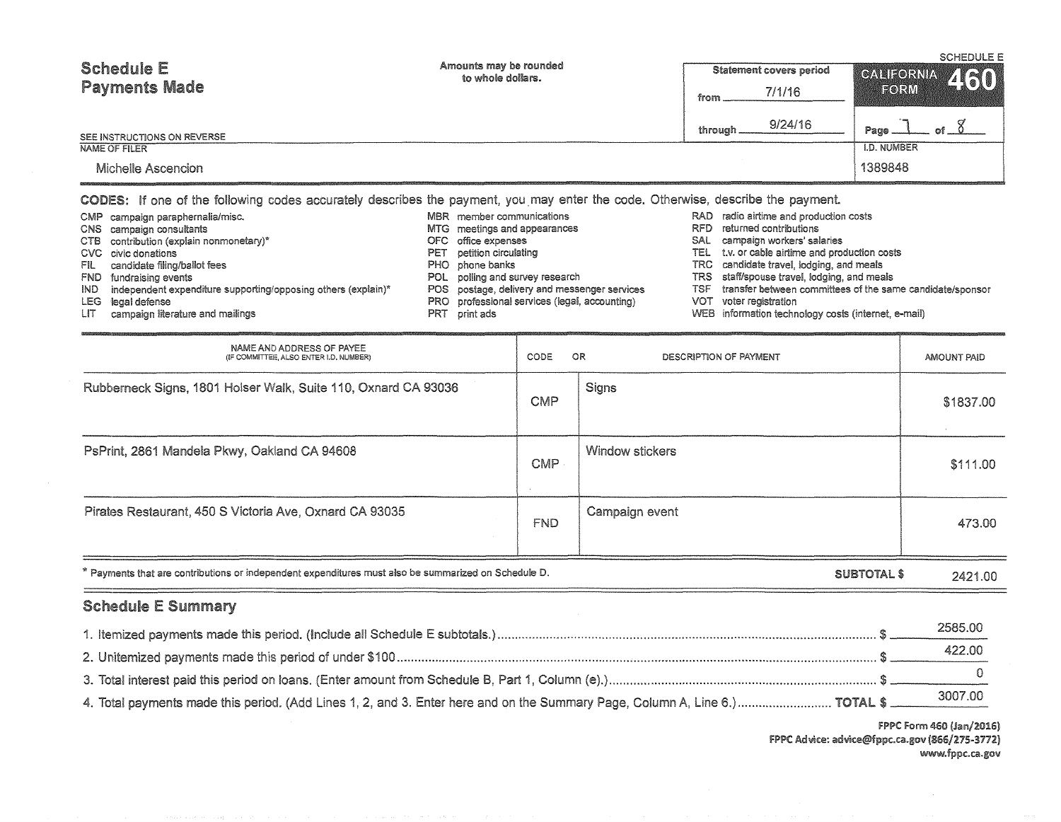# Schedule E
## Payments Made

Amounts may be rounded to whole dollars.

SCHEDULE E

**CALIFORNIA FORM 460**

Statement covers period

from 7/1/16

through 9/24/16

Page 7 of 8

SEE INSTRUCTIONS ON REVERSE

NAME OF FILER

Michelle Ascencion

I.D. NUMBER

1389848

**CODES:** If one of the following codes accurately describes the payment, you may enter the code. Otherwise, describe the payment.

- CMP campaign paraphernalia/misc.
- CNS campaign consultants
- CTB contribution (explain nonmonetary)*
- CVC civic donations
- FIL candidate filing/ballot fees
- FND fundraising events
- IND independent expenditure supporting/opposing others (explain)*
- LEG legal defense
- LIT campaign literature and mailings
- MBR member communications
- MTG meetings and appearances
- OFC office expenses
- PET petition circulating
- PHO phone banks
- POL polling and survey research
- POS postage, delivery and messenger services
- PRO professional services (legal, accounting)
- PRT print ads
- RAD radio airtime and production costs
- RFD returned contributions
- SAL campaign workers' salaries
- TEL t.v. or cable airtime and production costs
- TRC candidate travel, lodging, and meals
- TRS staff/spouse travel, lodging, and meals
- TSF transfer between committees of the same candidate/sponsor
- VOT voter registration
- WEB information technology costs (internet, e-mail)

| NAME AND ADDRESS OF PAYEE (IF COMMITTEE, ALSO ENTER I.D. NUMBER) | CODE | OR DESCRIPTION OF PAYMENT | AMOUNT PAID |
|---|---|---|---|
| Rubberneck Signs, 1801 Holser Walk, Suite 110, Oxnard CA 93036 | CMP | Signs | $1837.00 |
| PsPrint, 2861 Mandela Pkwy, Oakland CA 94608 | CMP | Window stickers | $111.00 |
| Pirates Restaurant, 450 S Victoria Ave, Oxnard CA 93035 | FND | Campaign event | 473.00 |

\* Payments that are contributions or independent expenditures must also be summarized on Schedule D.

**SUBTOTAL $** 2421.00

## Schedule E Summary

1. Itemized payments made this period. (Include all Schedule E subtotals.) $ 2585.00
2. Unitemized payments made this period of under $100 $ 422.00
3. Total interest paid this period on loans. (Enter amount from Schedule B, Part 1, Column (e).) $ 0
4. Total payments made this period. (Add Lines 1, 2, and 3. Enter here and on the Summary Page, Column A, Line 6.) **TOTAL $** 3007.00

FPPC Form 460 (Jan/2016)
FPPC Advice: advice@fppc.ca.gov (866/275-3772)
www.fppc.ca.gov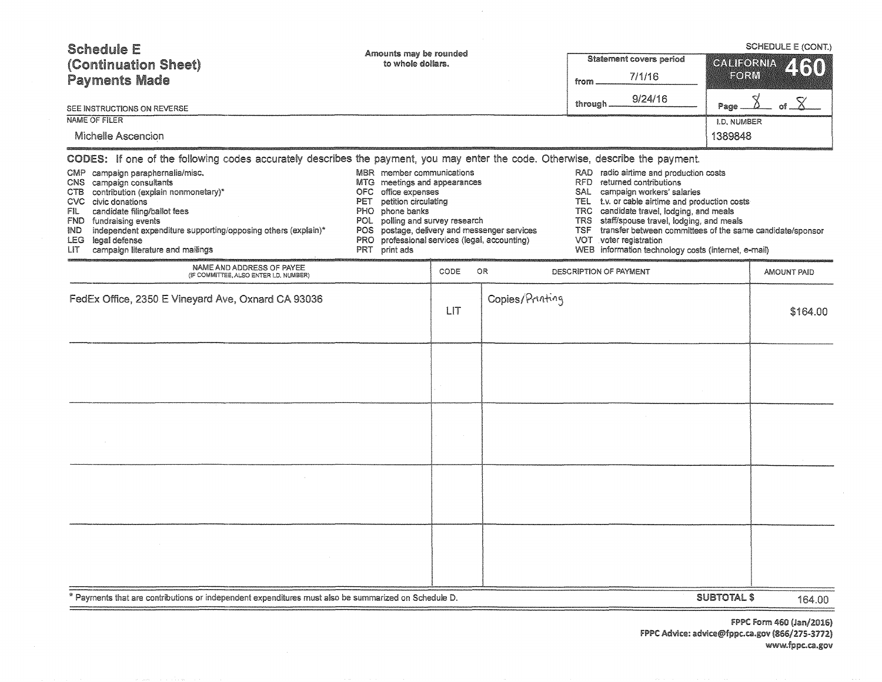# Schedule E (Continuation Sheet) Payments Made

SCHEDULE E (CONT.)

Amounts may be rounded to whole dollars.

Statement covers period from 7/1/16 through 9/24/16

CALIFORNIA FORM 460

Page 8 of 8

SEE INSTRUCTIONS ON REVERSE

NAME OF FILER: Michelle Ascencion

I.D. NUMBER: 1389848

**CODES:** If one of the following codes accurately describes the payment, you may enter the code. Otherwise, describe the payment.

- CMP campaign paraphernalia/misc.
- CNS campaign consultants
- CTB contribution (explain nonmonetary)*
- CVC civic donations
- FIL candidate filing/ballot fees
- FND fundraising events
- IND independent expenditure supporting/opposing others (explain)*
- LEG legal defense
- LIT campaign literature and mailings
- MBR member communications
- MTG meetings and appearances
- OFC office expenses
- PET petition circulating
- PHO phone banks
- POL polling and survey research
- POS postage, delivery and messenger services
- PRO professional services (legal, accounting)
- PRT print ads
- RAD radio airtime and production costs
- RFD returned contributions
- SAL campaign workers' salaries
- TEL t.v. or cable airtime and production costs
- TRC candidate travel, lodging, and meals
- TRS staff/spouse travel, lodging, and meals
- TSF transfer between committees of the same candidate/sponsor
- VOT voter registration
- WEB information technology costs (internet, e-mail)

| NAME AND ADDRESS OF PAYEE (IF COMMITTEE, ALSO ENTER I.D. NUMBER) | CODE | OR DESCRIPTION OF PAYMENT | AMOUNT PAID |
|---|---|---|---|
| FedEx Office, 2350 E Vineyard Ave, Oxnard CA 93036 | LIT | Copies/Printing | $164.00 |
| | | | |
| | | | |
| | | | |
| | | | |

\* Payments that are contributions or independent expenditures must also be summarized on Schedule D.

**SUBTOTAL $** 164.00

FPPC Form 460 (Jan/2016)
FPPC Advice: advice@fppc.ca.gov (866/275-3772)
www.fppc.ca.gov